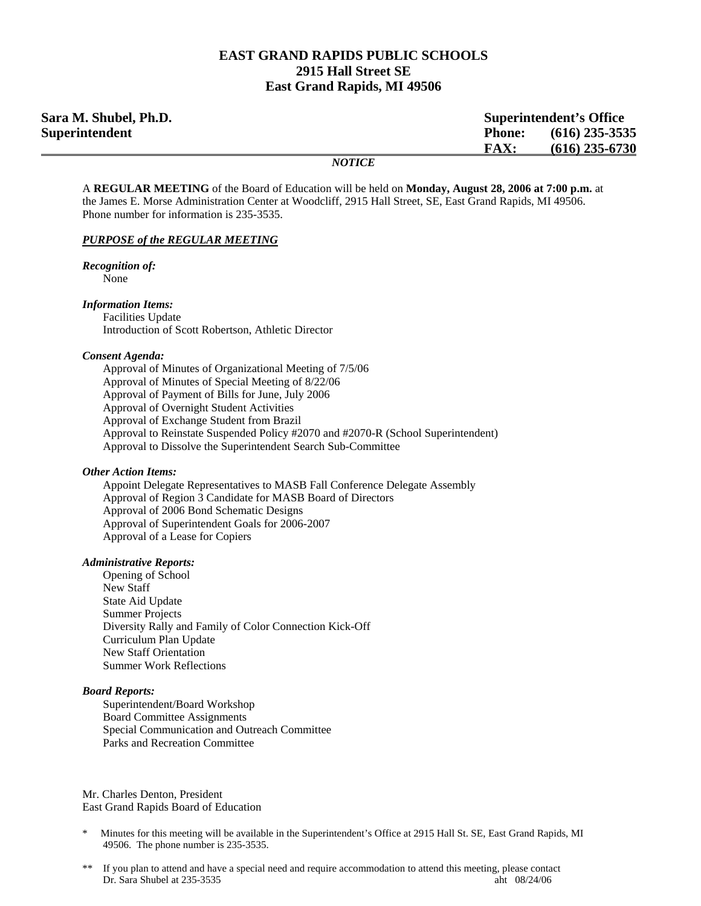# EAST GRAND RAPIDS PUBLIC SCHOOLS
## 2915 Hall Street SE
## East Grand Rapids, MI 49506

**Sara M. Shubel, Ph.D.**
**Superintendent**

**Superintendent's Office**
**Phone: (616) 235-3535**
**FAX: (616) 235-6730**

***NOTICE***

A **REGULAR MEETING** of the Board of Education will be held on **Monday, August 28, 2006 at 7:00 p.m.** at the James E. Morse Administration Center at Woodcliff, 2915 Hall Street, SE, East Grand Rapids, MI 49506. Phone number for information is 235-3535.

***PURPOSE of the REGULAR MEETING***

***Recognition of:***
- None

***Information Items:***
- Facilities Update
- Introduction of Scott Robertson, Athletic Director

***Consent Agenda:***
- Approval of Minutes of Organizational Meeting of 7/5/06
- Approval of Minutes of Special Meeting of 8/22/06
- Approval of Payment of Bills for June, July 2006
- Approval of Overnight Student Activities
- Approval of Exchange Student from Brazil
- Approval to Reinstate Suspended Policy #2070 and #2070-R (School Superintendent)
- Approval to Dissolve the Superintendent Search Sub-Committee

***Other Action Items:***
- Appoint Delegate Representatives to MASB Fall Conference Delegate Assembly
- Approval of Region 3 Candidate for MASB Board of Directors
- Approval of 2006 Bond Schematic Designs
- Approval of Superintendent Goals for 2006-2007
- Approval of a Lease for Copiers

***Administrative Reports:***
- Opening of School
- New Staff
- State Aid Update
- Summer Projects
- Diversity Rally and Family of Color Connection Kick-Off
- Curriculum Plan Update
- New Staff Orientation
- Summer Work Reflections

***Board Reports:***
- Superintendent/Board Workshop
- Board Committee Assignments
- Special Communication and Outreach Committee
- Parks and Recreation Committee

Mr. Charles Denton, President
East Grand Rapids Board of Education

\* Minutes for this meeting will be available in the Superintendent's Office at 2915 Hall St. SE, East Grand Rapids, MI 49506. The phone number is 235-3535.

\*\* If you plan to attend and have a special need and require accommodation to attend this meeting, please contact Dr. Sara Shubel at 235-3535

aht 08/24/06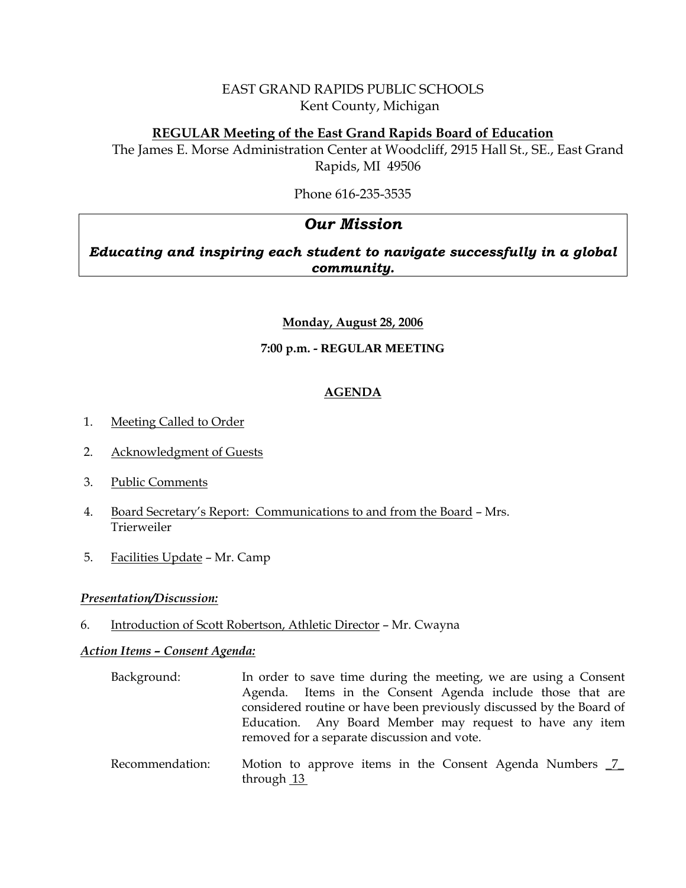EAST GRAND RAPIDS PUBLIC SCHOOLS
Kent County, Michigan

**REGULAR Meeting of the East Grand Rapids Board of Education**

The James E. Morse Administration Center at Woodcliff, 2915 Hall St., SE., East Grand Rapids, MI 49506

Phone 616-235-3535

## *Our Mission*

***Educating and inspiring each student to navigate successfully in a global community.***

**Monday, August 28, 2006**

**7:00 p.m. - REGULAR MEETING**

## AGENDA

1. Meeting Called to Order
2. Acknowledgment of Guests
3. Public Comments
4. Board Secretary's Report: Communications to and from the Board – Mrs. Trierweiler
5. Facilities Update – Mr. Camp

***Presentation/Discussion:***

6. Introduction of Scott Robertson, Athletic Director – Mr. Cwayna

***Action Items – Consent Agenda:***

Background: In order to save time during the meeting, we are using a Consent Agenda. Items in the Consent Agenda include those that are considered routine or have been previously discussed by the Board of Education. Any Board Member may request to have any item removed for a separate discussion and vote.

Recommendation: Motion to approve items in the Consent Agenda Numbers 7 through 13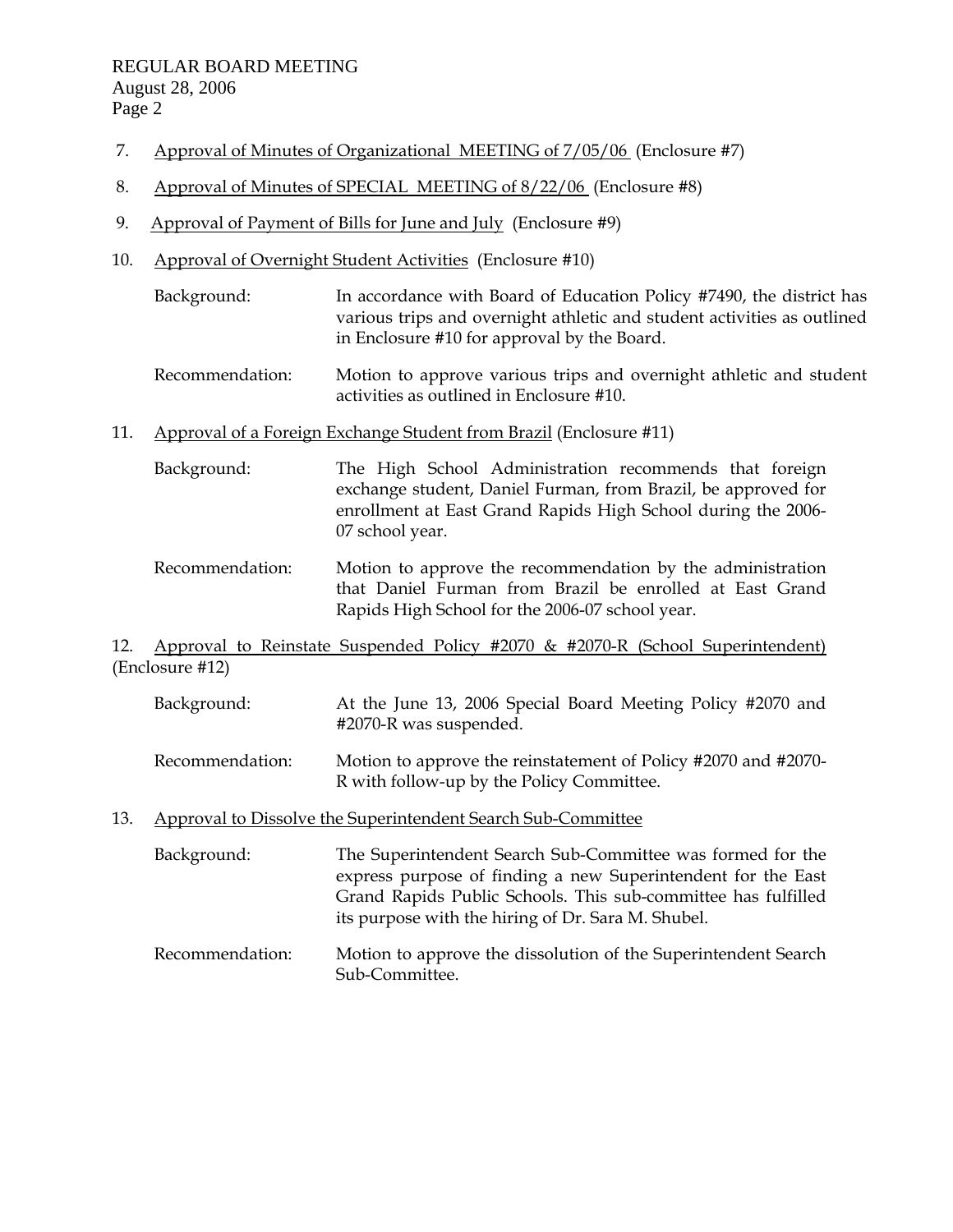7. Approval of Minutes of Organizational MEETING of 7/05/06 (Enclosure #7)

8. Approval of Minutes of SPECIAL MEETING of 8/22/06 (Enclosure #8)

9. Approval of Payment of Bills for June and July (Enclosure #9)

10. Approval of Overnight Student Activities (Enclosure #10)

    Background: In accordance with Board of Education Policy #7490, the district has various trips and overnight athletic and student activities as outlined in Enclosure #10 for approval by the Board.

    Recommendation: Motion to approve various trips and overnight athletic and student activities as outlined in Enclosure #10.

11. Approval of a Foreign Exchange Student from Brazil (Enclosure #11)

    Background: The High School Administration recommends that foreign exchange student, Daniel Furman, from Brazil, be approved for enrollment at East Grand Rapids High School during the 2006-07 school year.

    Recommendation: Motion to approve the recommendation by the administration that Daniel Furman from Brazil be enrolled at East Grand Rapids High School for the 2006-07 school year.

12. Approval to Reinstate Suspended Policy #2070 & #2070-R (School Superintendent) (Enclosure #12)

    Background: At the June 13, 2006 Special Board Meeting Policy #2070 and #2070-R was suspended.

    Recommendation: Motion to approve the reinstatement of Policy #2070 and #2070-R with follow-up by the Policy Committee.

13. Approval to Dissolve the Superintendent Search Sub-Committee

    Background: The Superintendent Search Sub-Committee was formed for the express purpose of finding a new Superintendent for the East Grand Rapids Public Schools. This sub-committee has fulfilled its purpose with the hiring of Dr. Sara M. Shubel.

    Recommendation: Motion to approve the dissolution of the Superintendent Search Sub-Committee.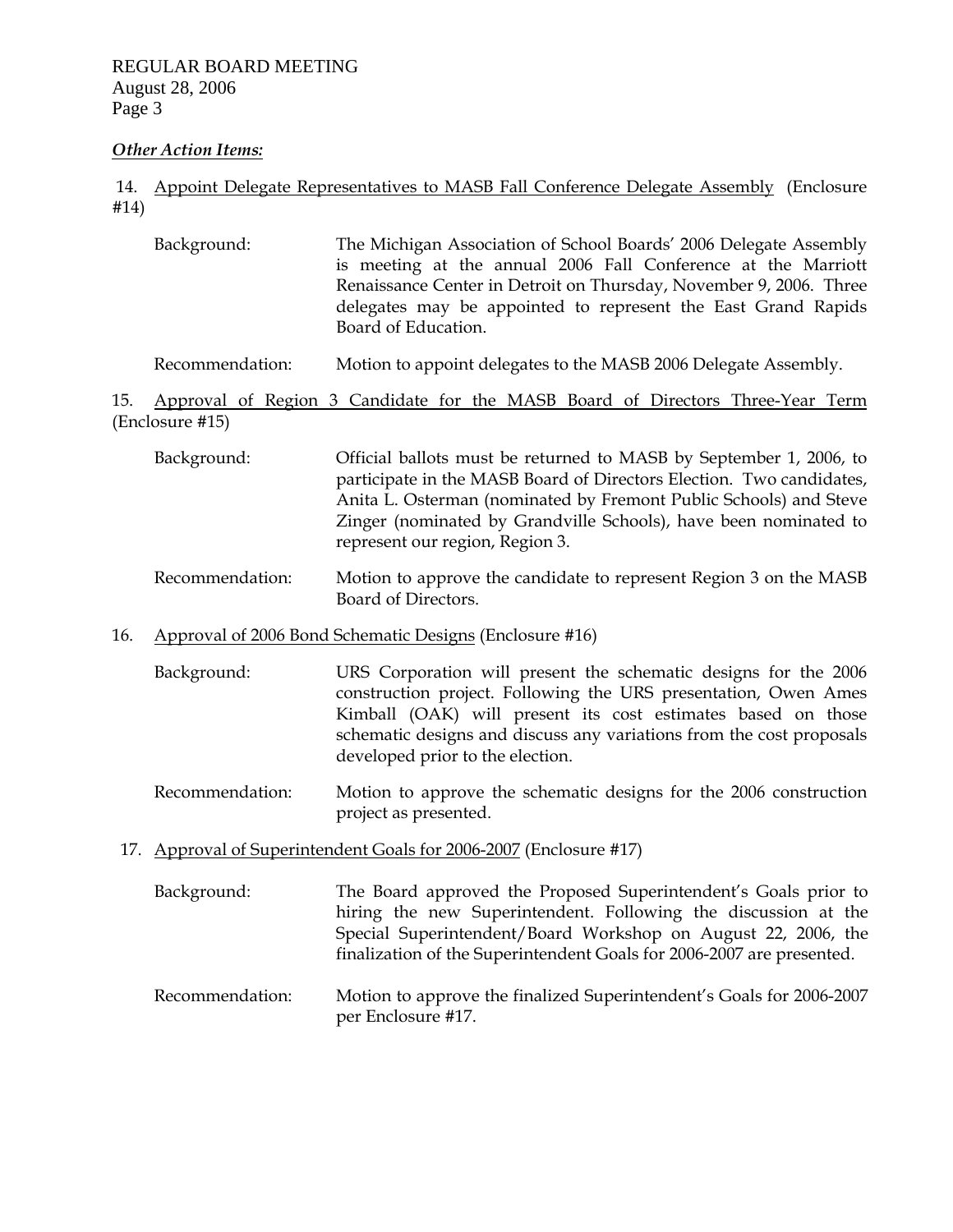*Other Action Items:*

14. Appoint Delegate Representatives to MASB Fall Conference Delegate Assembly (Enclosure #14)

    Background: The Michigan Association of School Boards' 2006 Delegate Assembly is meeting at the annual 2006 Fall Conference at the Marriott Renaissance Center in Detroit on Thursday, November 9, 2006. Three delegates may be appointed to represent the East Grand Rapids Board of Education.

    Recommendation: Motion to appoint delegates to the MASB 2006 Delegate Assembly.

15. Approval of Region 3 Candidate for the MASB Board of Directors Three-Year Term (Enclosure #15)

    Background: Official ballots must be returned to MASB by September 1, 2006, to participate in the MASB Board of Directors Election. Two candidates, Anita L. Osterman (nominated by Fremont Public Schools) and Steve Zinger (nominated by Grandville Schools), have been nominated to represent our region, Region 3.

    Recommendation: Motion to approve the candidate to represent Region 3 on the MASB Board of Directors.

16. Approval of 2006 Bond Schematic Designs (Enclosure #16)

    Background: URS Corporation will present the schematic designs for the 2006 construction project. Following the URS presentation, Owen Ames Kimball (OAK) will present its cost estimates based on those schematic designs and discuss any variations from the cost proposals developed prior to the election.

    Recommendation: Motion to approve the schematic designs for the 2006 construction project as presented.

17. Approval of Superintendent Goals for 2006-2007 (Enclosure #17)

    Background: The Board approved the Proposed Superintendent's Goals prior to hiring the new Superintendent. Following the discussion at the Special Superintendent/Board Workshop on August 22, 2006, the finalization of the Superintendent Goals for 2006-2007 are presented.

    Recommendation: Motion to approve the finalized Superintendent's Goals for 2006-2007 per Enclosure #17.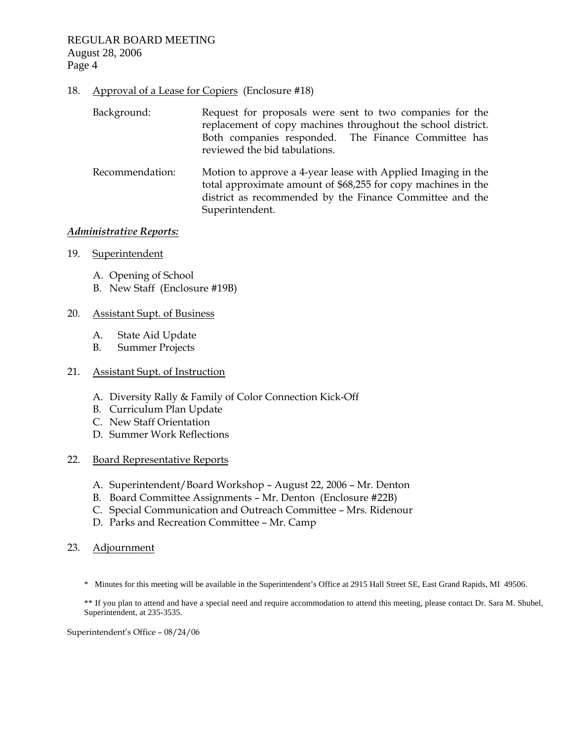18. Approval of a Lease for Copiers (Enclosure #18)

Background: Request for proposals were sent to two companies for the replacement of copy machines throughout the school district. Both companies responded. The Finance Committee has reviewed the bid tabulations.

Recommendation: Motion to approve a 4-year lease with Applied Imaging in the total approximate amount of $68,255 for copy machines in the district as recommended by the Finance Committee and the Superintendent.

***Administrative Reports:***

19. Superintendent

    A. Opening of School
    B. New Staff (Enclosure #19B)

20. Assistant Supt. of Business

    A. State Aid Update
    B. Summer Projects

21. Assistant Supt. of Instruction

    A. Diversity Rally & Family of Color Connection Kick-Off
    B. Curriculum Plan Update
    C. New Staff Orientation
    D. Summer Work Reflections

22. Board Representative Reports

    A. Superintendent/Board Workshop – August 22, 2006 – Mr. Denton
    B. Board Committee Assignments – Mr. Denton (Enclosure #22B)
    C. Special Communication and Outreach Committee – Mrs. Ridenour
    D. Parks and Recreation Committee – Mr. Camp

23. Adjournment

\* Minutes for this meeting will be available in the Superintendent's Office at 2915 Hall Street SE, East Grand Rapids, MI 49506.

\*\* If you plan to attend and have a special need and require accommodation to attend this meeting, please contact Dr. Sara M. Shubel, Superintendent, at 235-3535.

Superintendent's Office – 08/24/06